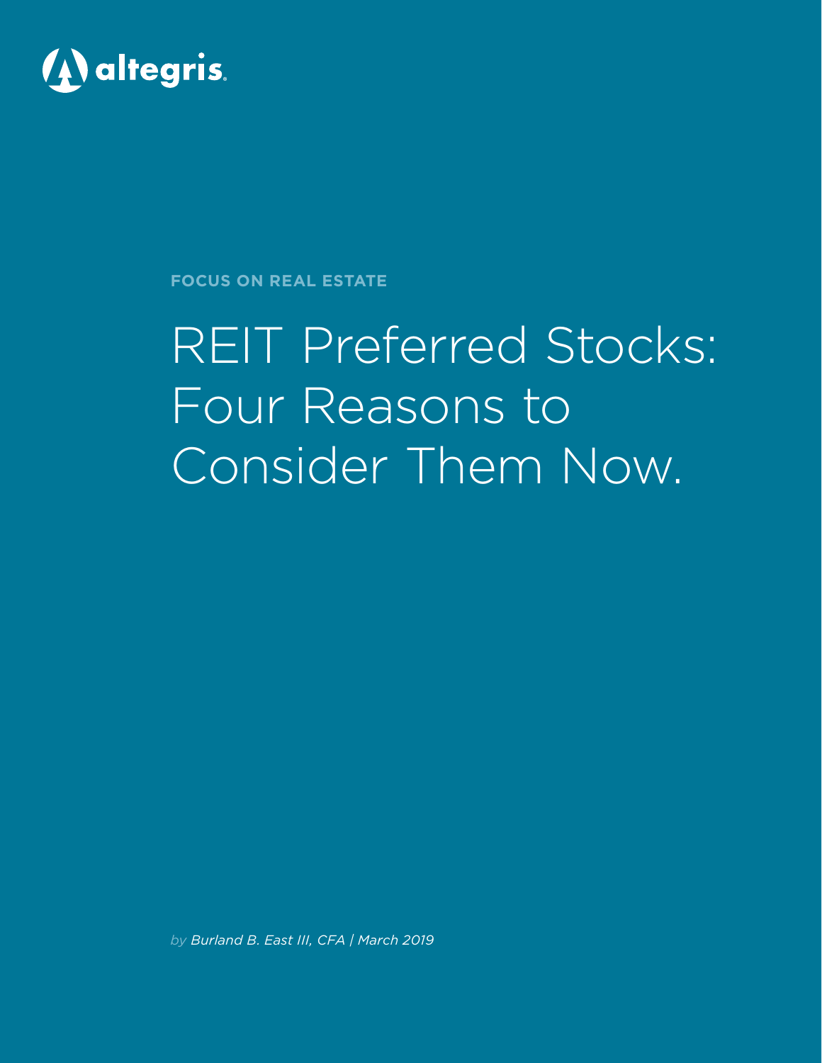altegris

**FOCUS ON REAL ESTATE**

# REIT Preferred Stocks: Four Reasons to Consider Them Now.

*by Burland B. East III, CFA | March 2019*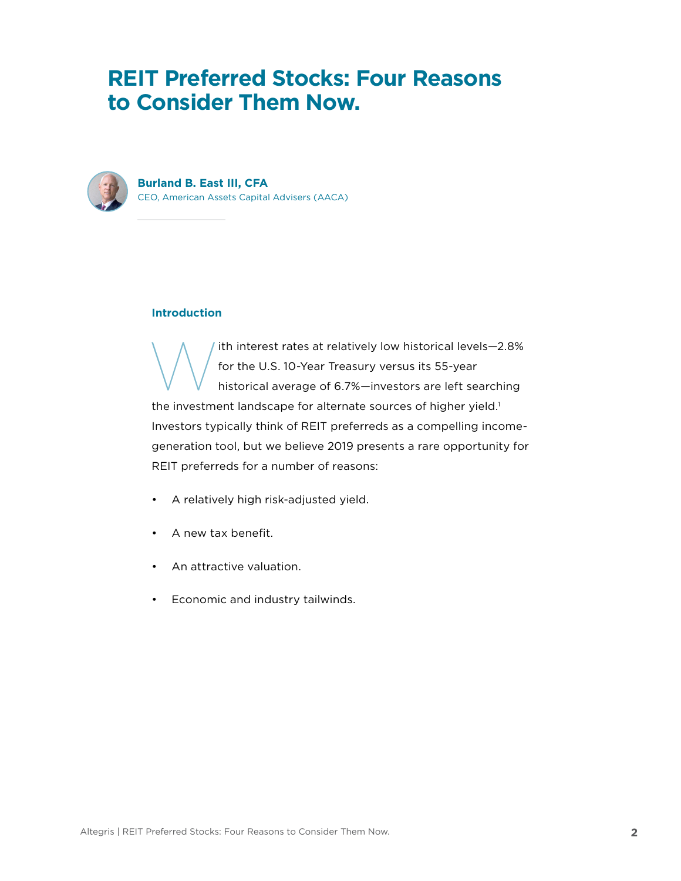# REIT Preferred Stocks: Four Reasons to Consider Them Now.

**Burland B. East III, CFA**
CEO, American Assets Capital Advisers (AACA)

### Introduction

With interest rates at relatively low historical levels—2.8% for the U.S. 10-Year Treasury versus its 55-year historical average of 6.7%—investors are left searching the investment landscape for alternate sources of higher yield.[1] Investors typically think of REIT preferreds as a compelling income-generation tool, but we believe 2019 presents a rare opportunity for REIT preferreds for a number of reasons:

- A relatively high risk-adjusted yield.
- A new tax benefit.
- An attractive valuation.
- Economic and industry tailwinds.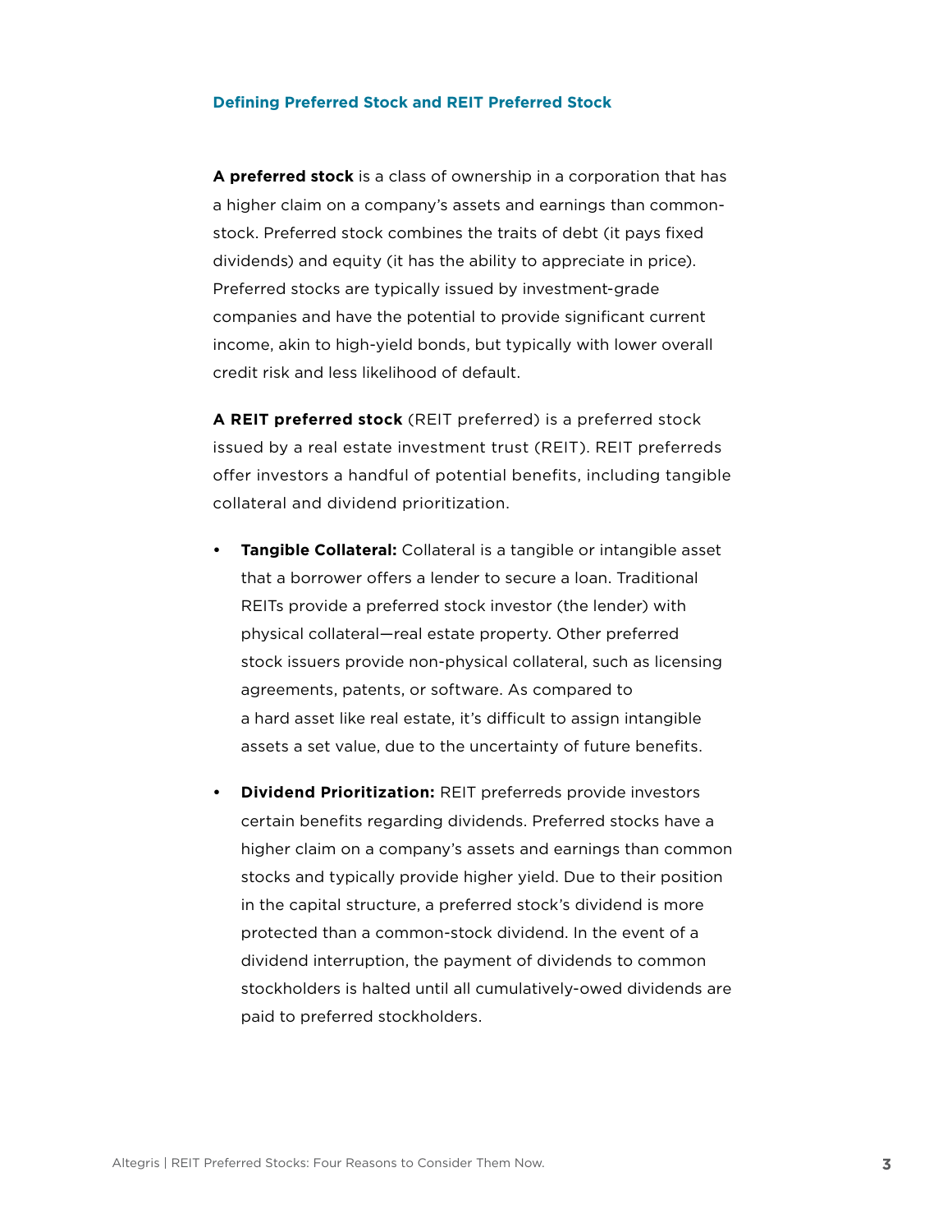## Defining Preferred Stock and REIT Preferred Stock

**A preferred stock** is a class of ownership in a corporation that has a higher claim on a company's assets and earnings than common-stock. Preferred stock combines the traits of debt (it pays fixed dividends) and equity (it has the ability to appreciate in price). Preferred stocks are typically issued by investment-grade companies and have the potential to provide significant current income, akin to high-yield bonds, but typically with lower overall credit risk and less likelihood of default.

**A REIT preferred stock** (REIT preferred) is a preferred stock issued by a real estate investment trust (REIT). REIT preferreds offer investors a handful of potential benefits, including tangible collateral and dividend prioritization.

- **Tangible Collateral:** Collateral is a tangible or intangible asset that a borrower offers a lender to secure a loan. Traditional REITs provide a preferred stock investor (the lender) with physical collateral—real estate property. Other preferred stock issuers provide non-physical collateral, such as licensing agreements, patents, or software. As compared to a hard asset like real estate, it's difficult to assign intangible assets a set value, due to the uncertainty of future benefits.
- **Dividend Prioritization:** REIT preferreds provide investors certain benefits regarding dividends. Preferred stocks have a higher claim on a company's assets and earnings than common stocks and typically provide higher yield. Due to their position in the capital structure, a preferred stock's dividend is more protected than a common-stock dividend. In the event of a dividend interruption, the payment of dividends to common stockholders is halted until all cumulatively-owed dividends are paid to preferred stockholders.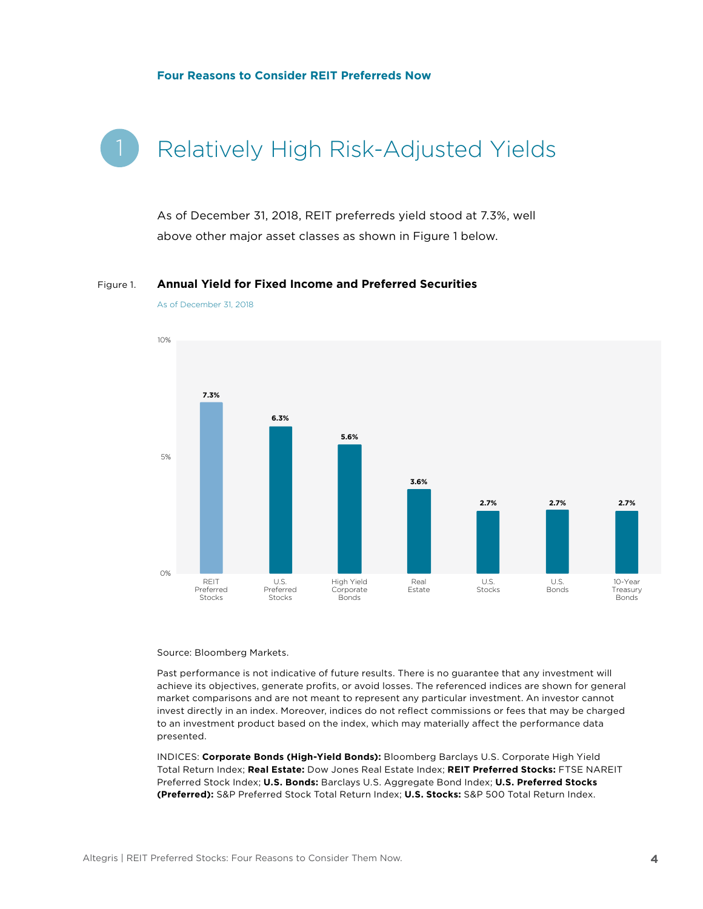Four Reasons to Consider REIT Preferreds Now

# 1 Relatively High Risk-Adjusted Yields

As of December 31, 2018, REIT preferreds yield stood at 7.3%, well above other major asset classes as shown in Figure 1 below.

Figure 1. **Annual Yield for Fixed Income and Preferred Securities**

As of December 31, 2018

| Asset Class | Yield |
|---|---|
| REIT Preferred Stocks | 7.3% |
| U.S. Preferred Stocks | 6.3% |
| High Yield Corporate Bonds | 5.6% |
| Real Estate | 3.6% |
| U.S. Stocks | 2.7% |
| U.S. Bonds | 2.7% |
| 10-Year Treasury Bonds | 2.7% |

Source: Bloomberg Markets.

Past performance is not indicative of future results. There is no guarantee that any investment will achieve its objectives, generate profits, or avoid losses. The referenced indices are shown for general market comparisons and are not meant to represent any particular investment. An investor cannot invest directly in an index. Moreover, indices do not reflect commissions or fees that may be charged to an investment product based on the index, which may materially affect the performance data presented.

INDICES: **Corporate Bonds (High-Yield Bonds):** Bloomberg Barclays U.S. Corporate High Yield Total Return Index; **Real Estate:** Dow Jones Real Estate Index; **REIT Preferred Stocks:** FTSE NAREIT Preferred Stock Index; **U.S. Bonds:** Barclays U.S. Aggregate Bond Index; **U.S. Preferred Stocks (Preferred):** S&P Preferred Stock Total Return Index; **U.S. Stocks:** S&P 500 Total Return Index.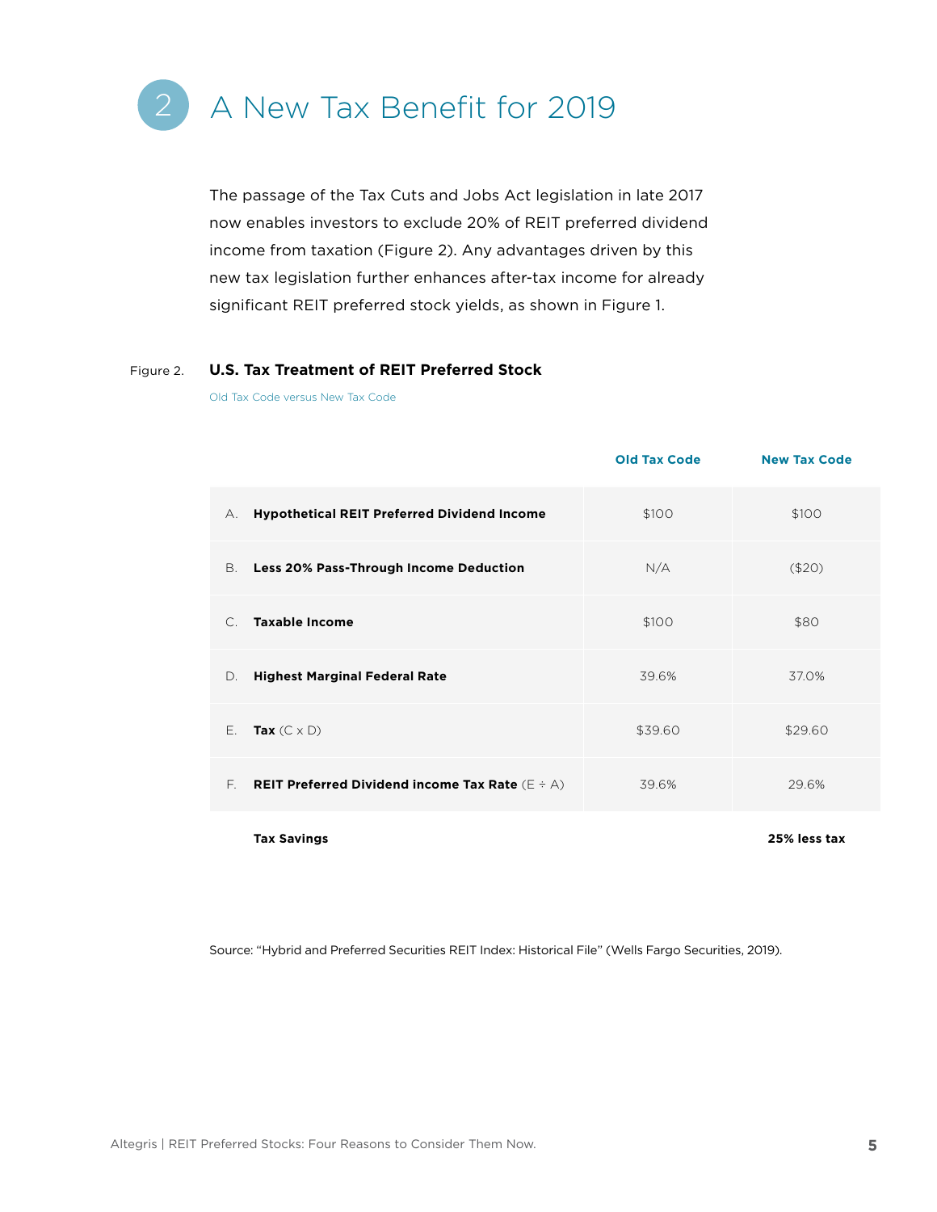## 2 A New Tax Benefit for 2019

The passage of the Tax Cuts and Jobs Act legislation in late 2017 now enables investors to exclude 20% of REIT preferred dividend income from taxation (Figure 2). Any advantages driven by this new tax legislation further enhances after-tax income for already significant REIT preferred stock yields, as shown in Figure 1.

Figure 2. **U.S. Tax Treatment of REIT Preferred Stock**

Old Tax Code versus New Tax Code

| | Old Tax Code | New Tax Code |
|---|---|---|
| A. **Hypothetical REIT Preferred Dividend Income** | $100 | $100 |
| B. **Less 20% Pass-Through Income Deduction** | N/A | ($20) |
| C. **Taxable Income** | $100 | $80 |
| D. **Highest Marginal Federal Rate** | 39.6% | 37.0% |
| E. **Tax** (C x D) | $39.60 | $29.60 |
| F. **REIT Preferred Dividend income Tax Rate** (E ÷ A) | 39.6% | 29.6% |
| **Tax Savings** | | **25% less tax** |

Source: "Hybrid and Preferred Securities REIT Index: Historical File" (Wells Fargo Securities, 2019).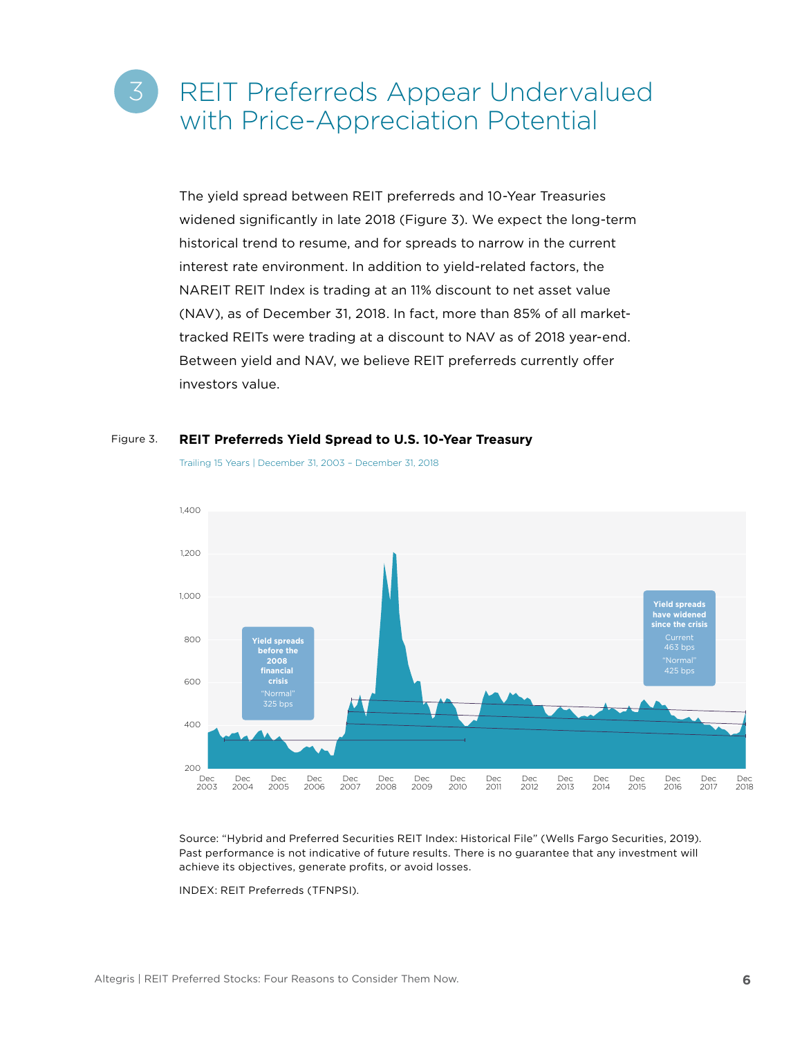# 3 REIT Preferreds Appear Undervalued with Price-Appreciation Potential

The yield spread between REIT preferreds and 10-Year Treasuries widened significantly in late 2018 (Figure 3). We expect the long-term historical trend to resume, and for spreads to narrow in the current interest rate environment. In addition to yield-related factors, the NAREIT REIT Index is trading at an 11% discount to net asset value (NAV), as of December 31, 2018. In fact, more than 85% of all market-tracked REITs were trading at a discount to NAV as of 2018 year-end. Between yield and NAV, we believe REIT preferreds currently offer investors value.

Figure 3. **REIT Preferreds Yield Spread to U.S. 10-Year Treasury**

Trailing 15 Years | December 31, 2003 – December 31, 2018

**Yield spreads before the 2008 financial crisis**
"Normal" 325 bps

**Yield spreads have widened since the crisis**
Current 463 bps
"Normal" 425 bps

Source: "Hybrid and Preferred Securities REIT Index: Historical File" (Wells Fargo Securities, 2019). Past performance is not indicative of future results. There is no guarantee that any investment will achieve its objectives, generate profits, or avoid losses.

INDEX: REIT Preferreds (TFNPSI).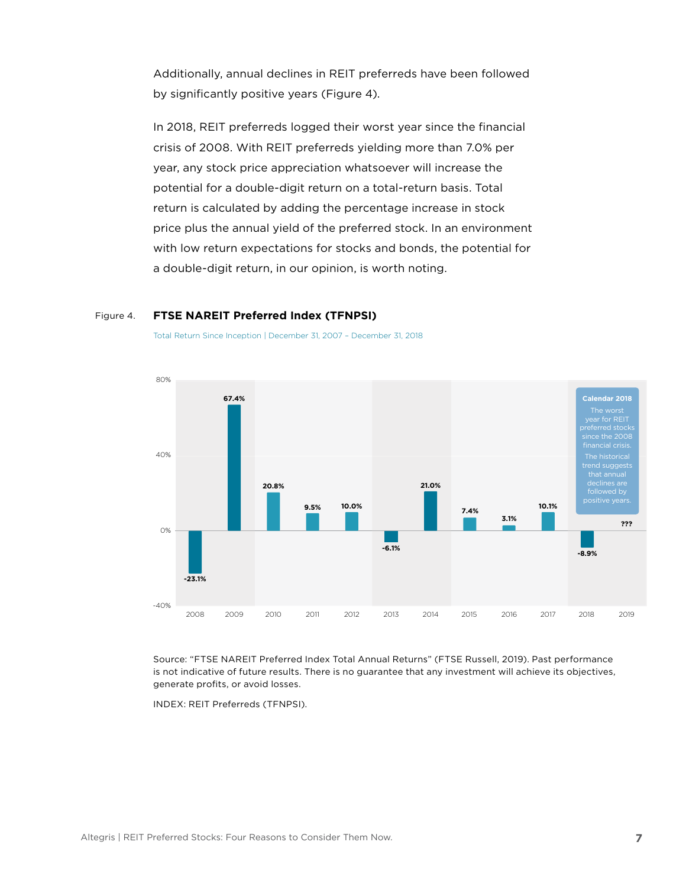Additionally, annual declines in REIT preferreds have been followed by significantly positive years (Figure 4).

In 2018, REIT preferreds logged their worst year since the financial crisis of 2008. With REIT preferreds yielding more than 7.0% per year, any stock price appreciation whatsoever will increase the potential for a double-digit return on a total-return basis. Total return is calculated by adding the percentage increase in stock price plus the annual yield of the preferred stock. In an environment with low return expectations for stocks and bonds, the potential for a double-digit return, in our opinion, is worth noting.

Figure 4. **FTSE NAREIT Preferred Index (TFNPSI)**

Total Return Since Inception | December 31, 2007 – December 31, 2018

| Year | Total Return |
|---|---|
| 2008 | -23.1% |
| 2009 | 67.4% |
| 2010 | 20.8% |
| 2011 | 9.5% |
| 2012 | 10.0% |
| 2013 | -6.1% |
| 2014 | 21.0% |
| 2015 | 7.4% |
| 2016 | 3.1% |
| 2017 | 10.1% |
| 2018 | -8.9% |
| 2019 | ??? |

**Calendar 2018**
The worst year for REIT preferred stocks since the 2008 financial crisis.
The historical trend suggests that annual declines are followed by positive years.

Source: "FTSE NAREIT Preferred Index Total Annual Returns" (FTSE Russell, 2019). Past performance is not indicative of future results. There is no guarantee that any investment will achieve its objectives, generate profits, or avoid losses.

INDEX: REIT Preferreds (TFNPSI).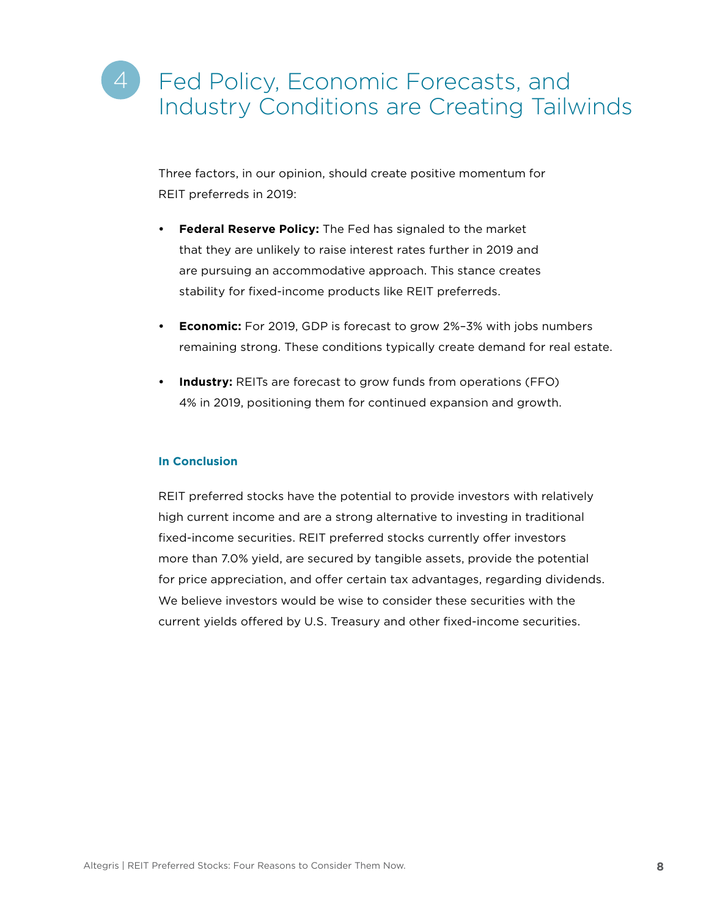## 4 Fed Policy, Economic Forecasts, and Industry Conditions are Creating Tailwinds

Three factors, in our opinion, should create positive momentum for REIT preferreds in 2019:

- **Federal Reserve Policy:** The Fed has signaled to the market that they are unlikely to raise interest rates further in 2019 and are pursuing an accommodative approach. This stance creates stability for fixed-income products like REIT preferreds.
- **Economic:** For 2019, GDP is forecast to grow 2%–3% with jobs numbers remaining strong. These conditions typically create demand for real estate.
- **Industry:** REITs are forecast to grow funds from operations (FFO) 4% in 2019, positioning them for continued expansion and growth.

### In Conclusion

REIT preferred stocks have the potential to provide investors with relatively high current income and are a strong alternative to investing in traditional fixed-income securities. REIT preferred stocks currently offer investors more than 7.0% yield, are secured by tangible assets, provide the potential for price appreciation, and offer certain tax advantages, regarding dividends. We believe investors would be wise to consider these securities with the current yields offered by U.S. Treasury and other fixed-income securities.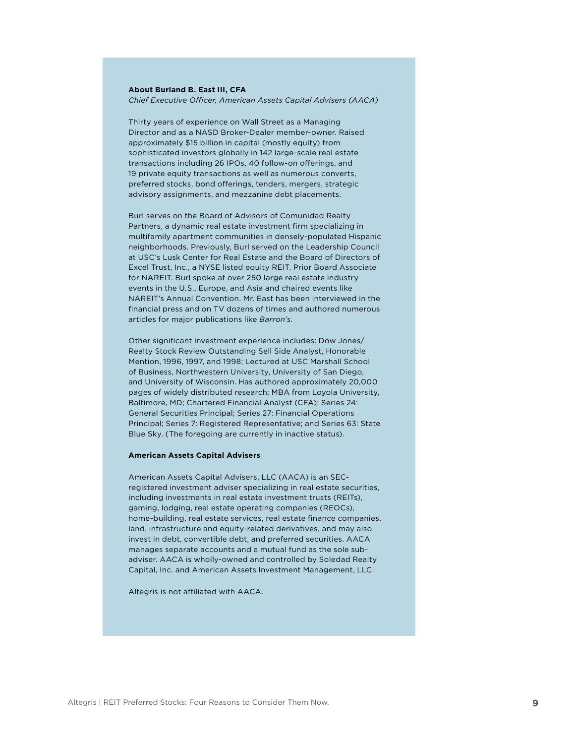**About Burland B. East III, CFA**

*Chief Executive Officer, American Assets Capital Advisers (AACA)*

Thirty years of experience on Wall Street as a Managing Director and as a NASD Broker-Dealer member-owner. Raised approximately $15 billion in capital (mostly equity) from sophisticated investors globally in 142 large-scale real estate transactions including 26 IPOs, 40 follow-on offerings, and 19 private equity transactions as well as numerous converts, preferred stocks, bond offerings, tenders, mergers, strategic advisory assignments, and mezzanine debt placements.

Burl serves on the Board of Advisors of Comunidad Realty Partners, a dynamic real estate investment firm specializing in multifamily apartment communities in densely-populated Hispanic neighborhoods. Previously, Burl served on the Leadership Council at USC's Lusk Center for Real Estate and the Board of Directors of Excel Trust, Inc., a NYSE listed equity REIT. Prior Board Associate for NAREIT. Burl spoke at over 250 large real estate industry events in the U.S., Europe, and Asia and chaired events like NAREIT's Annual Convention. Mr. East has been interviewed in the financial press and on TV dozens of times and authored numerous articles for major publications like *Barron's*.

Other significant investment experience includes: Dow Jones/Realty Stock Review Outstanding Sell Side Analyst, Honorable Mention, 1996, 1997, and 1998; Lectured at USC Marshall School of Business, Northwestern University, University of San Diego, and University of Wisconsin. Has authored approximately 20,000 pages of widely distributed research; MBA from Loyola University, Baltimore, MD; Chartered Financial Analyst (CFA); Series 24: General Securities Principal; Series 27: Financial Operations Principal; Series 7: Registered Representative; and Series 63: State Blue Sky. (The foregoing are currently in inactive status).

**American Assets Capital Advisers**

American Assets Capital Advisers, LLC (AACA) is an SEC-registered investment adviser specializing in real estate securities, including investments in real estate investment trusts (REITs), gaming, lodging, real estate operating companies (REOCs), home-building, real estate services, real estate finance companies, land, infrastructure and equity-related derivatives, and may also invest in debt, convertible debt, and preferred securities. AACA manages separate accounts and a mutual fund as the sole sub-adviser. AACA is wholly-owned and controlled by Soledad Realty Capital, Inc. and American Assets Investment Management, LLC.

Altegris is not affiliated with AACA.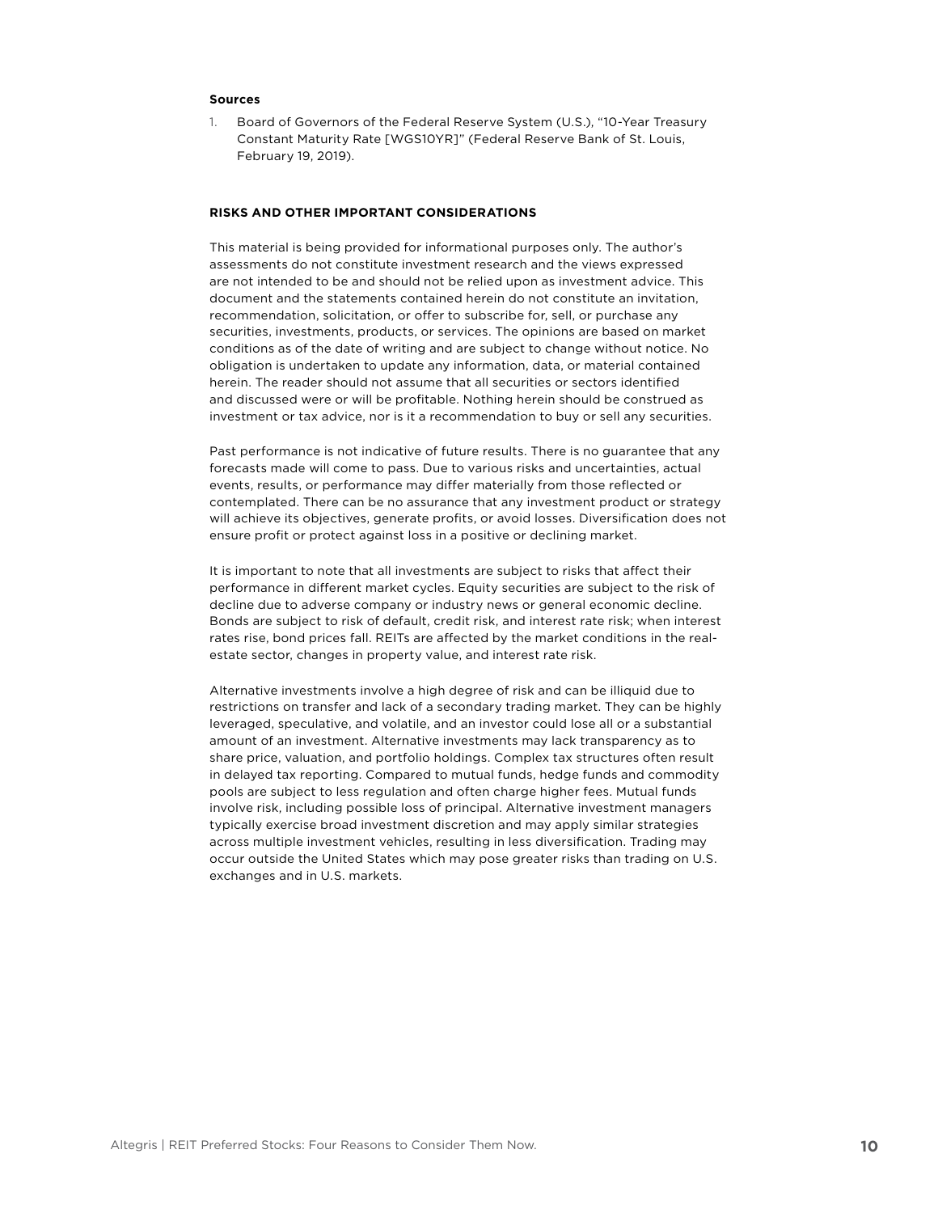**Sources**

1. Board of Governors of the Federal Reserve System (U.S.), "10-Year Treasury Constant Maturity Rate [WGS10YR]" (Federal Reserve Bank of St. Louis, February 19, 2019).

**RISKS AND OTHER IMPORTANT CONSIDERATIONS**

This material is being provided for informational purposes only. The author's assessments do not constitute investment research and the views expressed are not intended to be and should not be relied upon as investment advice. This document and the statements contained herein do not constitute an invitation, recommendation, solicitation, or offer to subscribe for, sell, or purchase any securities, investments, products, or services. The opinions are based on market conditions as of the date of writing and are subject to change without notice. No obligation is undertaken to update any information, data, or material contained herein. The reader should not assume that all securities or sectors identified and discussed were or will be profitable. Nothing herein should be construed as investment or tax advice, nor is it a recommendation to buy or sell any securities.

Past performance is not indicative of future results. There is no guarantee that any forecasts made will come to pass. Due to various risks and uncertainties, actual events, results, or performance may differ materially from those reflected or contemplated. There can be no assurance that any investment product or strategy will achieve its objectives, generate profits, or avoid losses. Diversification does not ensure profit or protect against loss in a positive or declining market.

It is important to note that all investments are subject to risks that affect their performance in different market cycles. Equity securities are subject to the risk of decline due to adverse company or industry news or general economic decline. Bonds are subject to risk of default, credit risk, and interest rate risk; when interest rates rise, bond prices fall. REITs are affected by the market conditions in the real-estate sector, changes in property value, and interest rate risk.

Alternative investments involve a high degree of risk and can be illiquid due to restrictions on transfer and lack of a secondary trading market. They can be highly leveraged, speculative, and volatile, and an investor could lose all or a substantial amount of an investment. Alternative investments may lack transparency as to share price, valuation, and portfolio holdings. Complex tax structures often result in delayed tax reporting. Compared to mutual funds, hedge funds and commodity pools are subject to less regulation and often charge higher fees. Mutual funds involve risk, including possible loss of principal. Alternative investment managers typically exercise broad investment discretion and may apply similar strategies across multiple investment vehicles, resulting in less diversification. Trading may occur outside the United States which may pose greater risks than trading on U.S. exchanges and in U.S. markets.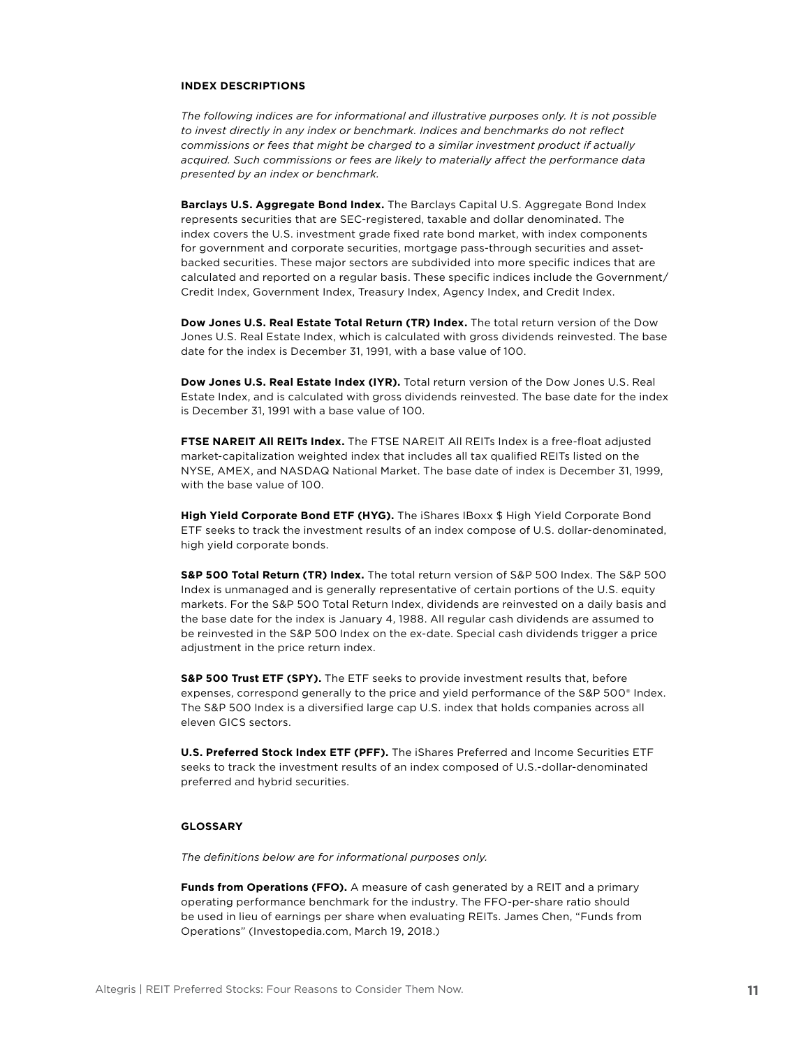## INDEX DESCRIPTIONS

*The following indices are for informational and illustrative purposes only. It is not possible to invest directly in any index or benchmark. Indices and benchmarks do not reflect commissions or fees that might be charged to a similar investment product if actually acquired. Such commissions or fees are likely to materially affect the performance data presented by an index or benchmark.*

**Barclays U.S. Aggregate Bond Index.** The Barclays Capital U.S. Aggregate Bond Index represents securities that are SEC-registered, taxable and dollar denominated. The index covers the U.S. investment grade fixed rate bond market, with index components for government and corporate securities, mortgage pass-through securities and asset-backed securities. These major sectors are subdivided into more specific indices that are calculated and reported on a regular basis. These specific indices include the Government/Credit Index, Government Index, Treasury Index, Agency Index, and Credit Index.

**Dow Jones U.S. Real Estate Total Return (TR) Index.** The total return version of the Dow Jones U.S. Real Estate Index, which is calculated with gross dividends reinvested. The base date for the index is December 31, 1991, with a base value of 100.

**Dow Jones U.S. Real Estate Index (IYR).** Total return version of the Dow Jones U.S. Real Estate Index, and is calculated with gross dividends reinvested. The base date for the index is December 31, 1991 with a base value of 100.

**FTSE NAREIT All REITs Index.** The FTSE NAREIT All REITs Index is a free-float adjusted market-capitalization weighted index that includes all tax qualified REITs listed on the NYSE, AMEX, and NASDAQ National Market. The base date of index is December 31, 1999, with the base value of 100.

**High Yield Corporate Bond ETF (HYG).** The iShares IBoxx $ High Yield Corporate Bond ETF seeks to track the investment results of an index compose of U.S. dollar-denominated, high yield corporate bonds.

**S&P 500 Total Return (TR) Index.** The total return version of S&P 500 Index. The S&P 500 Index is unmanaged and is generally representative of certain portions of the U.S. equity markets. For the S&P 500 Total Return Index, dividends are reinvested on a daily basis and the base date for the index is January 4, 1988. All regular cash dividends are assumed to be reinvested in the S&P 500 Index on the ex-date. Special cash dividends trigger a price adjustment in the price return index.

**S&P 500 Trust ETF (SPY).** The ETF seeks to provide investment results that, before expenses, correspond generally to the price and yield performance of the S&P 500® Index. The S&P 500 Index is a diversified large cap U.S. index that holds companies across all eleven GICS sectors.

**U.S. Preferred Stock Index ETF (PFF).** The iShares Preferred and Income Securities ETF seeks to track the investment results of an index composed of U.S.-dollar-denominated preferred and hybrid securities.

## GLOSSARY

*The definitions below are for informational purposes only.*

**Funds from Operations (FFO).** A measure of cash generated by a REIT and a primary operating performance benchmark for the industry. The FFO-per-share ratio should be used in lieu of earnings per share when evaluating REITs. James Chen, "Funds from Operations" (Investopedia.com, March 19, 2018.)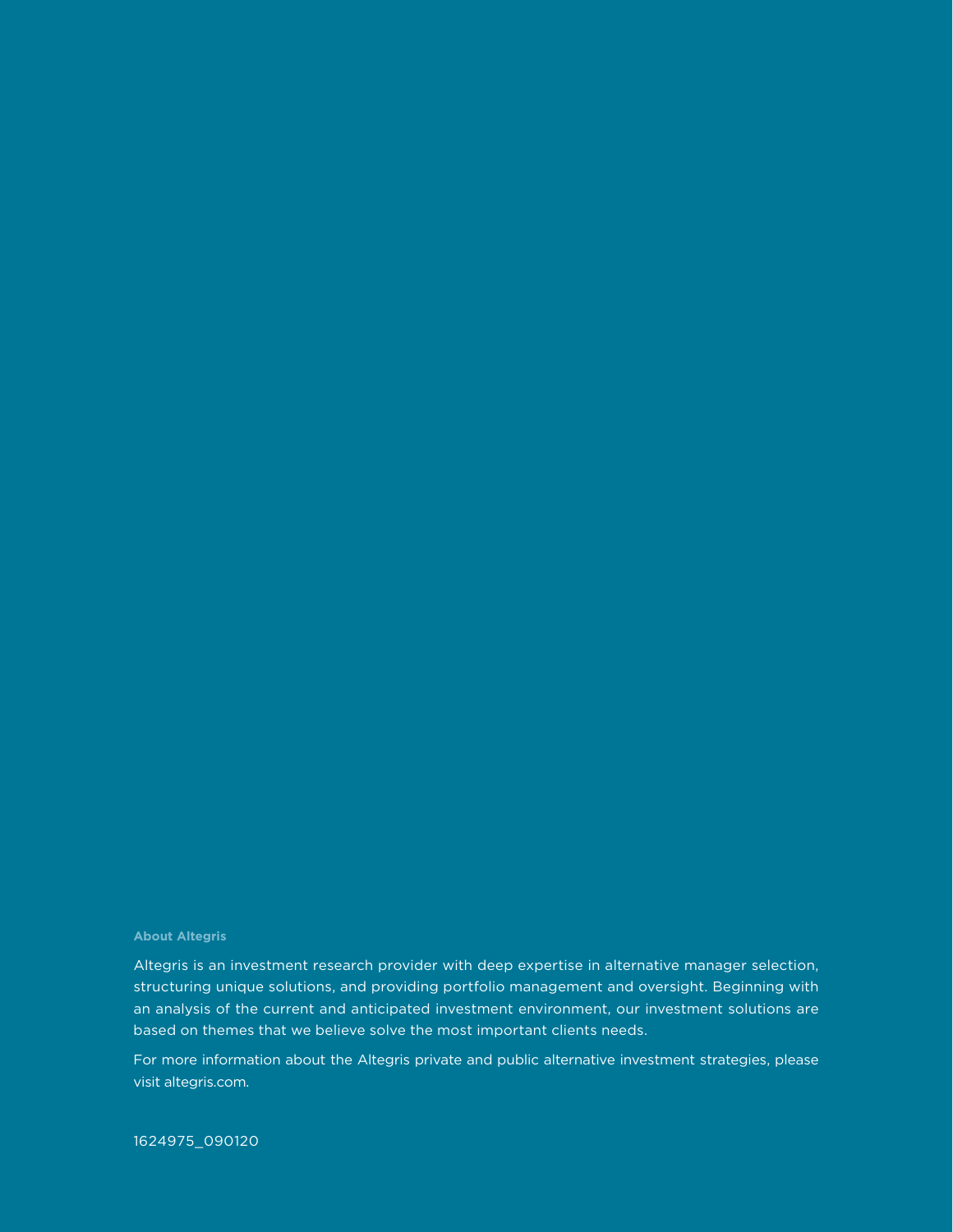**About Altegris**

Altegris is an investment research provider with deep expertise in alternative manager selection, structuring unique solutions, and providing portfolio management and oversight. Beginning with an analysis of the current and anticipated investment environment, our investment solutions are based on themes that we believe solve the most important clients needs.

For more information about the Altegris private and public alternative investment strategies, please visit altegris.com.

1624975_090120